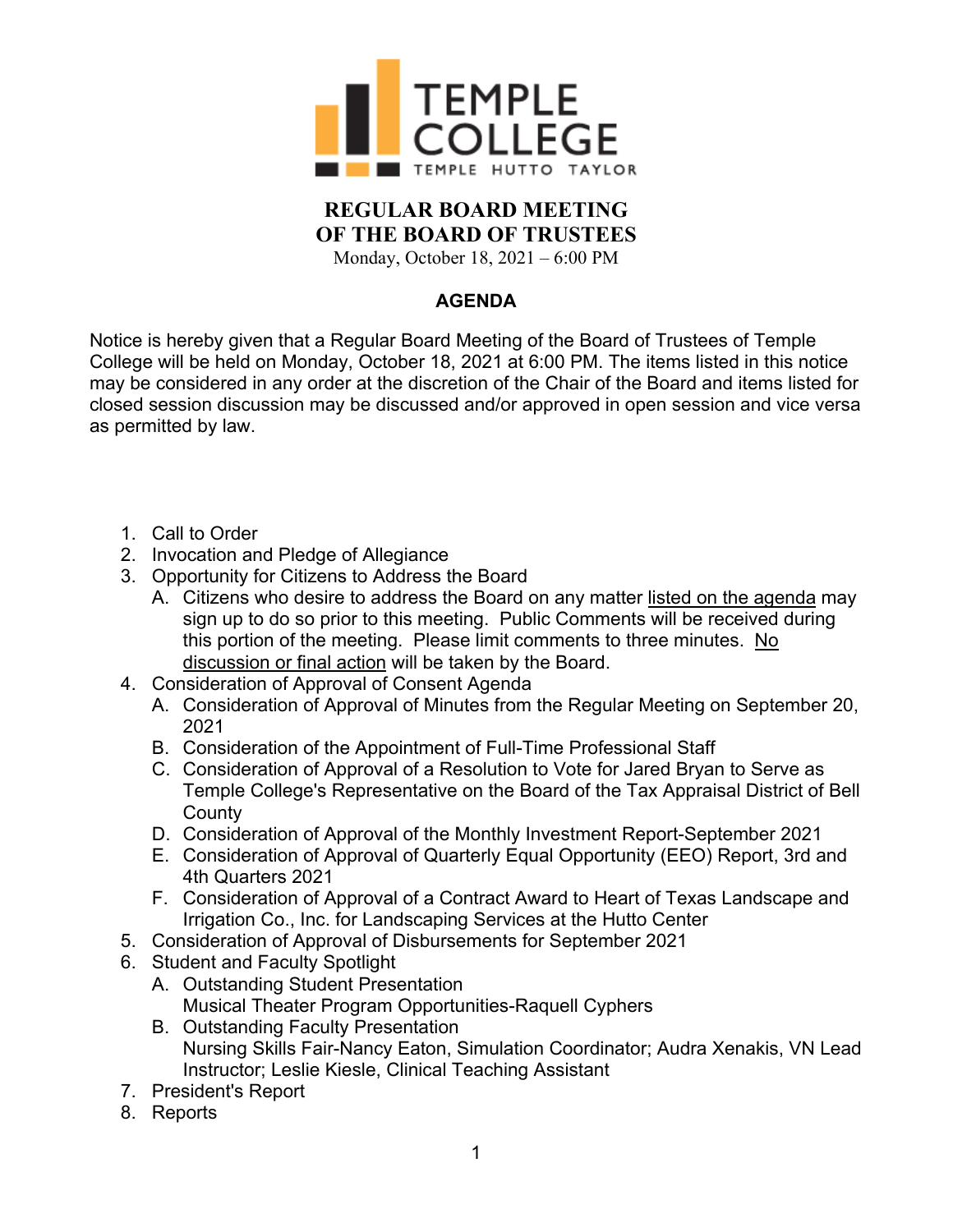# REGULAR BOARD MEETING OF THE BOARD OF TRUSTEES

Monday, October 18, 2021 – 6:00 PM

## AGENDA

Notice is hereby given that a Regular Board Meeting of the Board of Trustees of Temple College will be held on Monday, October 18, 2021 at 6:00 PM. The items listed in this notice may be considered in any order at the discretion of the Chair of the Board and items listed for closed session discussion may be discussed and/or approved in open session and vice versa as permitted by law.

1. Call to Order
2. Invocation and Pledge of Allegiance
3. Opportunity for Citizens to Address the Board
   A. Citizens who desire to address the Board on any matter listed on the agenda may sign up to do so prior to this meeting. Public Comments will be received during this portion of the meeting. Please limit comments to three minutes. No discussion or final action will be taken by the Board.
4. Consideration of Approval of Consent Agenda
   A. Consideration of Approval of Minutes from the Regular Meeting on September 20, 2021
   B. Consideration of the Appointment of Full-Time Professional Staff
   C. Consideration of Approval of a Resolution to Vote for Jared Bryan to Serve as Temple College's Representative on the Board of the Tax Appraisal District of Bell County
   D. Consideration of Approval of the Monthly Investment Report-September 2021
   E. Consideration of Approval of Quarterly Equal Opportunity (EEO) Report, 3rd and 4th Quarters 2021
   F. Consideration of Approval of a Contract Award to Heart of Texas Landscape and Irrigation Co., Inc. for Landscaping Services at the Hutto Center
5. Consideration of Approval of Disbursements for September 2021
6. Student and Faculty Spotlight
   A. Outstanding Student Presentation
      Musical Theater Program Opportunities-Raquell Cyphers
   B. Outstanding Faculty Presentation
      Nursing Skills Fair-Nancy Eaton, Simulation Coordinator; Audra Xenakis, VN Lead Instructor; Leslie Kiesle, Clinical Teaching Assistant
7. President's Report
8. Reports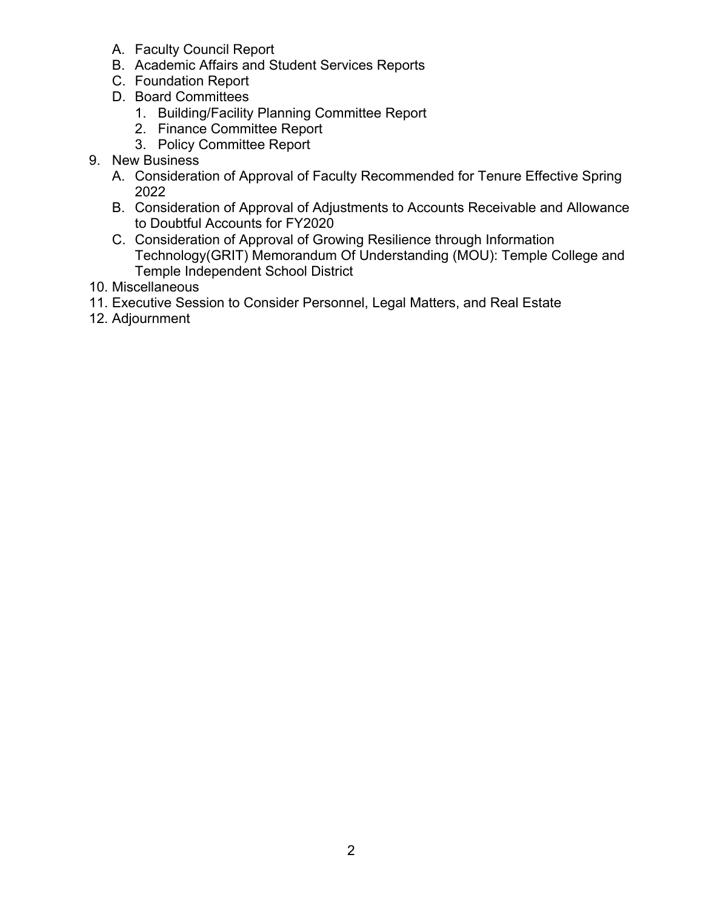A. Faculty Council Report
   B. Academic Affairs and Student Services Reports
   C. Foundation Report
   D. Board Committees
      1. Building/Facility Planning Committee Report
      2. Finance Committee Report
      3. Policy Committee Report

9. New Business
   A. Consideration of Approval of Faculty Recommended for Tenure Effective Spring 2022
   B. Consideration of Approval of Adjustments to Accounts Receivable and Allowance to Doubtful Accounts for FY2020
   C. Consideration of Approval of Growing Resilience through Information Technology(GRIT) Memorandum Of Understanding (MOU): Temple College and Temple Independent School District
10. Miscellaneous
11. Executive Session to Consider Personnel, Legal Matters, and Real Estate
12. Adjournment